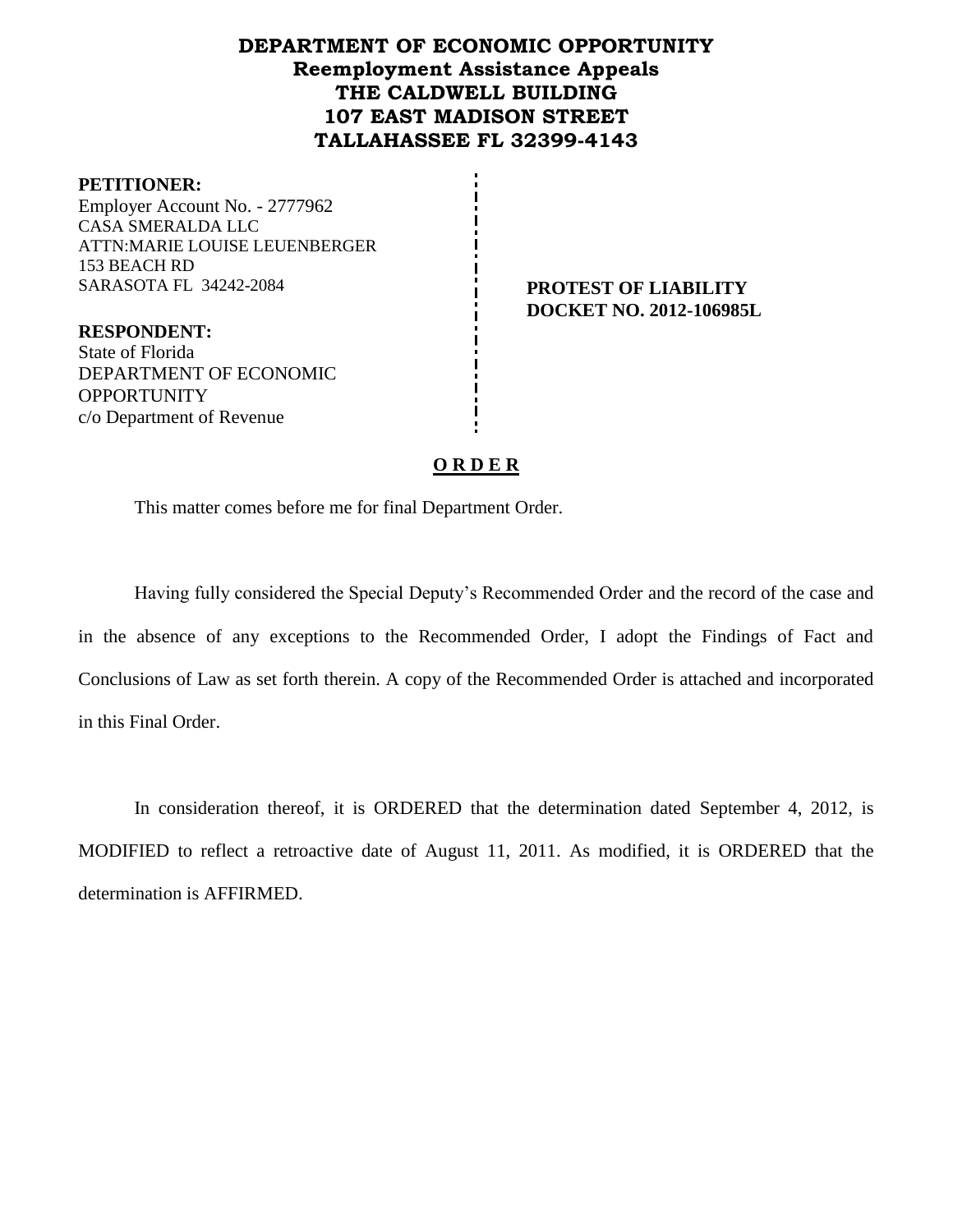# DEPARTMENT OF ECONOMIC OPPORTUNITY
## Reemployment Assistance Appeals
## THE CALDWELL BUILDING
## 107 EAST MADISON STREET
## TALLAHASSEE FL 32399-4143

**PETITIONER:**
Employer Account No. - 2777962
CASA SMERALDA LLC
ATTN:MARIE LOUISE LEUENBERGER
153 BEACH RD
SARASOTA FL 34242-2084

**PROTEST OF LIABILITY**
**DOCKET NO. 2012-106985L**

**RESPONDENT:**
State of Florida
DEPARTMENT OF ECONOMIC OPPORTUNITY
c/o Department of Revenue

**O R D E R**

This matter comes before me for final Department Order.

Having fully considered the Special Deputy's Recommended Order and the record of the case and in the absence of any exceptions to the Recommended Order, I adopt the Findings of Fact and Conclusions of Law as set forth therein. A copy of the Recommended Order is attached and incorporated in this Final Order.

In consideration thereof, it is ORDERED that the determination dated September 4, 2012, is MODIFIED to reflect a retroactive date of August 11, 2011. As modified, it is ORDERED that the determination is AFFIRMED.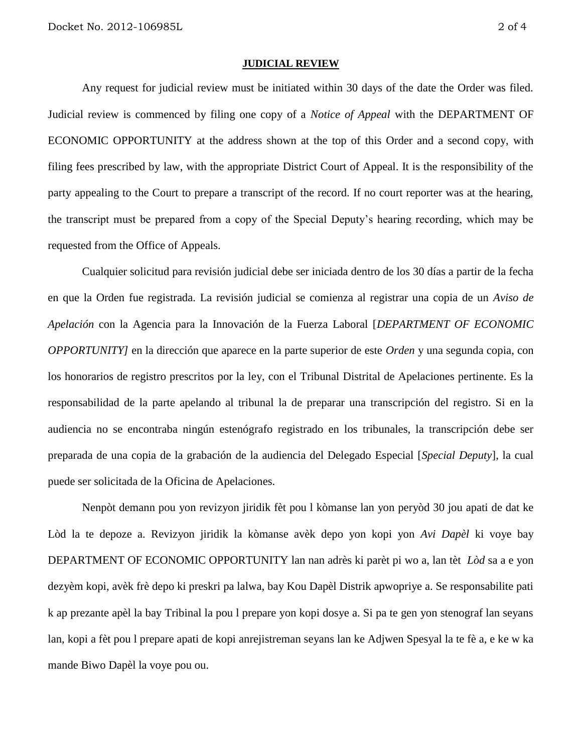**JUDICIAL REVIEW**

Any request for judicial review must be initiated within 30 days of the date the Order was filed. Judicial review is commenced by filing one copy of a *Notice of Appeal* with the DEPARTMENT OF ECONOMIC OPPORTUNITY at the address shown at the top of this Order and a second copy, with filing fees prescribed by law, with the appropriate District Court of Appeal. It is the responsibility of the party appealing to the Court to prepare a transcript of the record. If no court reporter was at the hearing, the transcript must be prepared from a copy of the Special Deputy's hearing recording, which may be requested from the Office of Appeals.

Cualquier solicitud para revisión judicial debe ser iniciada dentro de los 30 días a partir de la fecha en que la Orden fue registrada. La revisión judicial se comienza al registrar una copia de un *Aviso de Apelación* con la Agencia para la Innovación de la Fuerza Laboral [*DEPARTMENT OF ECONOMIC OPPORTUNITY]* en la dirección que aparece en la parte superior de este *Orden* y una segunda copia, con los honorarios de registro prescritos por la ley, con el Tribunal Distrital de Apelaciones pertinente. Es la responsabilidad de la parte apelando al tribunal la de preparar una transcripción del registro. Si en la audiencia no se encontraba ningún estenógrafo registrado en los tribunales, la transcripción debe ser preparada de una copia de la grabación de la audiencia del Delegado Especial [*Special Deputy*], la cual puede ser solicitada de la Oficina de Apelaciones.

Nenpòt demann pou yon revizyon jiridik fèt pou l kòmanse lan yon peryòd 30 jou apati de dat ke Lòd la te depoze a. Revizyon jiridik la kòmanse avèk depo yon kopi yon *Avi Dapèl* ki voye bay DEPARTMENT OF ECONOMIC OPPORTUNITY lan nan adrès ki parèt pi wo a, lan tèt *Lòd* sa a e yon dezyèm kopi, avèk frè depo ki preskri pa lalwa, bay Kou Dapèl Distrik apwopriye a. Se responsabilite pati k ap prezante apèl la bay Tribinal la pou l prepare yon kopi dosye a. Si pa te gen yon stenograf lan seyans lan, kopi a fèt pou l prepare apati de kopi anrejistreman seyans lan ke Adjwen Spesyal la te fè a, e ke w ka mande Biwo Dapèl la voye pou ou.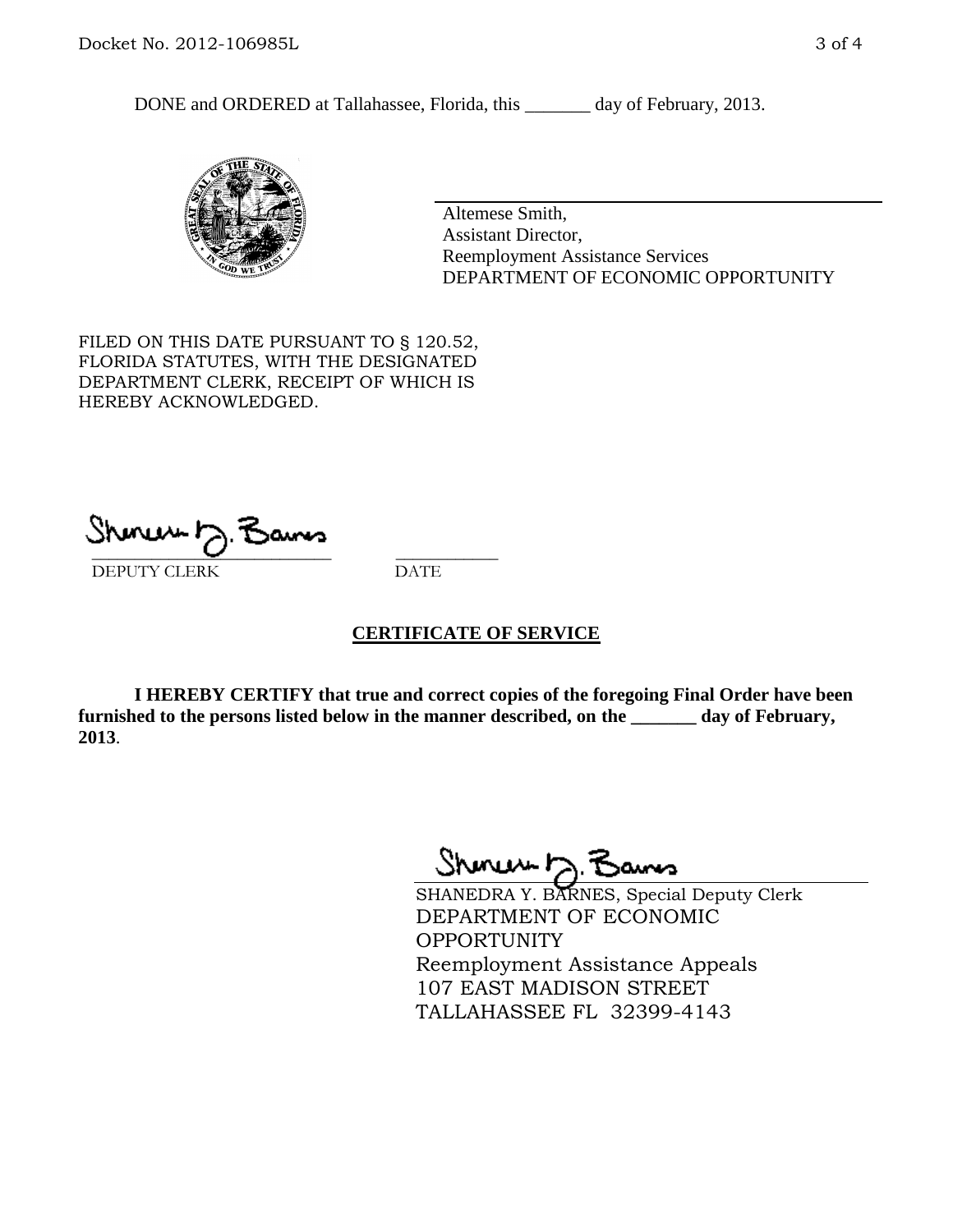DONE and ORDERED at Tallahassee, Florida, this _______ day of February, 2013.

Altemese Smith,
Assistant Director,
Reemployment Assistance Services
DEPARTMENT OF ECONOMIC OPPORTUNITY

FILED ON THIS DATE PURSUANT TO § 120.52, FLORIDA STATUTES, WITH THE DESIGNATED DEPARTMENT CLERK, RECEIPT OF WHICH IS HEREBY ACKNOWLEDGED.

DEPUTY CLERK DATE

## CERTIFICATE OF SERVICE

**I HEREBY CERTIFY that true and correct copies of the foregoing Final Order have been furnished to the persons listed below in the manner described, on the _______ day of February, 2013.**

SHANEDRA Y. BARNES, Special Deputy Clerk
DEPARTMENT OF ECONOMIC OPPORTUNITY
Reemployment Assistance Appeals
107 EAST MADISON STREET
TALLAHASSEE FL 32399-4143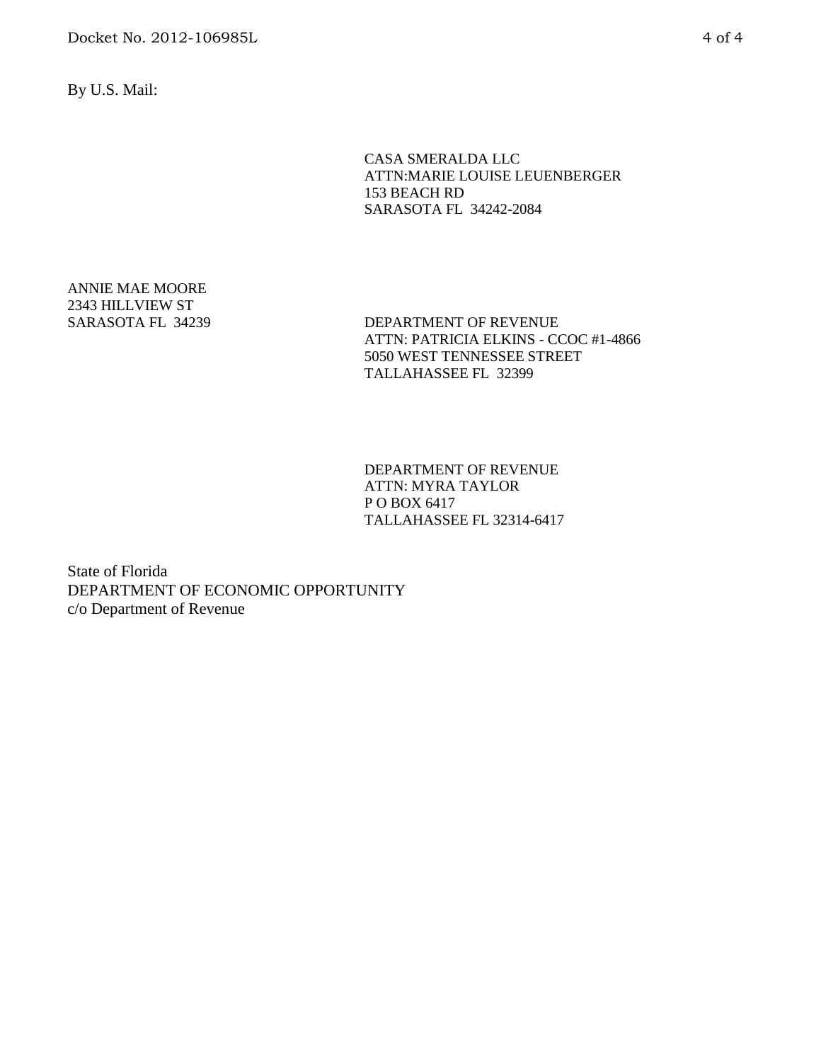By U.S. Mail:

CASA SMERALDA LLC
ATTN:MARIE LOUISE LEUENBERGER
153 BEACH RD
SARASOTA FL 34242-2084

ANNIE MAE MOORE
2343 HILLVIEW ST
SARASOTA FL 34239

DEPARTMENT OF REVENUE
ATTN: PATRICIA ELKINS - CCOC #1-4866
5050 WEST TENNESSEE STREET
TALLAHASSEE FL 32399

DEPARTMENT OF REVENUE
ATTN: MYRA TAYLOR
P O BOX 6417
TALLAHASSEE FL 32314-6417

State of Florida
DEPARTMENT OF ECONOMIC OPPORTUNITY
c/o Department of Revenue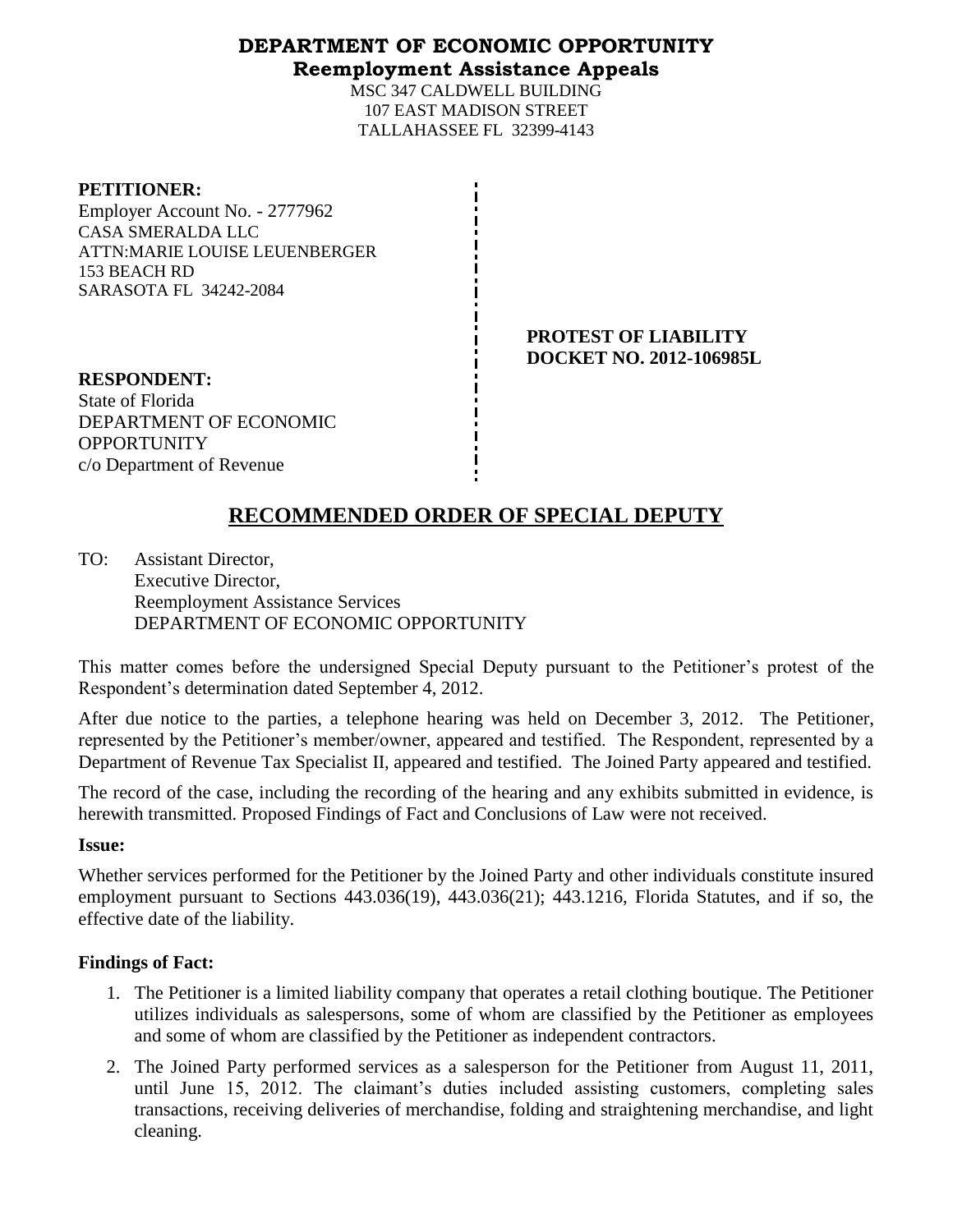# DEPARTMENT OF ECONOMIC OPPORTUNITY
## Reemployment Assistance Appeals

MSC 347 CALDWELL BUILDING
107 EAST MADISON STREET
TALLAHASSEE FL 32399-4143

**PETITIONER:**
Employer Account No. - 2777962
CASA SMERALDA LLC
ATTN:MARIE LOUISE LEUENBERGER
153 BEACH RD
SARASOTA FL 34242-2084

**PROTEST OF LIABILITY**
**DOCKET NO. 2012-106985L**

**RESPONDENT:**
State of Florida
DEPARTMENT OF ECONOMIC OPPORTUNITY
c/o Department of Revenue

# RECOMMENDED ORDER OF SPECIAL DEPUTY

TO: Assistant Director,
Executive Director,
Reemployment Assistance Services
DEPARTMENT OF ECONOMIC OPPORTUNITY

This matter comes before the undersigned Special Deputy pursuant to the Petitioner's protest of the Respondent's determination dated September 4, 2012.

After due notice to the parties, a telephone hearing was held on December 3, 2012. The Petitioner, represented by the Petitioner's member/owner, appeared and testified. The Respondent, represented by a Department of Revenue Tax Specialist II, appeared and testified. The Joined Party appeared and testified.

The record of the case, including the recording of the hearing and any exhibits submitted in evidence, is herewith transmitted. Proposed Findings of Fact and Conclusions of Law were not received.

**Issue:**

Whether services performed for the Petitioner by the Joined Party and other individuals constitute insured employment pursuant to Sections 443.036(19), 443.036(21); 443.1216, Florida Statutes, and if so, the effective date of the liability.

**Findings of Fact:**

1. The Petitioner is a limited liability company that operates a retail clothing boutique. The Petitioner utilizes individuals as salespersons, some of whom are classified by the Petitioner as employees and some of whom are classified by the Petitioner as independent contractors.
2. The Joined Party performed services as a salesperson for the Petitioner from August 11, 2011, until June 15, 2012. The claimant's duties included assisting customers, completing sales transactions, receiving deliveries of merchandise, folding and straightening merchandise, and light cleaning.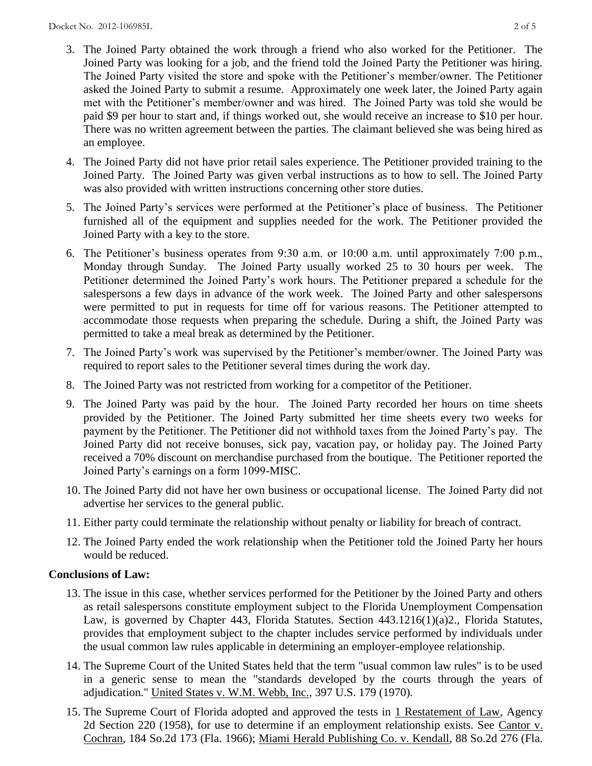3. The Joined Party obtained the work through a friend who also worked for the Petitioner. The Joined Party was looking for a job, and the friend told the Joined Party the Petitioner was hiring. The Joined Party visited the store and spoke with the Petitioner's member/owner. The Petitioner asked the Joined Party to submit a resume. Approximately one week later, the Joined Party again met with the Petitioner's member/owner and was hired. The Joined Party was told she would be paid $9 per hour to start and, if things worked out, she would receive an increase to $10 per hour. There was no written agreement between the parties. The claimant believed she was being hired as an employee.

4. The Joined Party did not have prior retail sales experience. The Petitioner provided training to the Joined Party. The Joined Party was given verbal instructions as to how to sell. The Joined Party was also provided with written instructions concerning other store duties.

5. The Joined Party's services were performed at the Petitioner's place of business. The Petitioner furnished all of the equipment and supplies needed for the work. The Petitioner provided the Joined Party with a key to the store.

6. The Petitioner's business operates from 9:30 a.m. or 10:00 a.m. until approximately 7:00 p.m., Monday through Sunday. The Joined Party usually worked 25 to 30 hours per week. The Petitioner determined the Joined Party's work hours. The Petitioner prepared a schedule for the salespersons a few days in advance of the work week. The Joined Party and other salespersons were permitted to put in requests for time off for various reasons. The Petitioner attempted to accommodate those requests when preparing the schedule. During a shift, the Joined Party was permitted to take a meal break as determined by the Petitioner.

7. The Joined Party's work was supervised by the Petitioner's member/owner. The Joined Party was required to report sales to the Petitioner several times during the work day.

8. The Joined Party was not restricted from working for a competitor of the Petitioner.

9. The Joined Party was paid by the hour. The Joined Party recorded her hours on time sheets provided by the Petitioner. The Joined Party submitted her time sheets every two weeks for payment by the Petitioner. The Petitioner did not withhold taxes from the Joined Party's pay. The Joined Party did not receive bonuses, sick pay, vacation pay, or holiday pay. The Joined Party received a 70% discount on merchandise purchased from the boutique. The Petitioner reported the Joined Party's earnings on a form 1099-MISC.

10. The Joined Party did not have her own business or occupational license. The Joined Party did not advertise her services to the general public.

11. Either party could terminate the relationship without penalty or liability for breach of contract.

12. The Joined Party ended the work relationship when the Petitioner told the Joined Party her hours would be reduced.

## Conclusions of Law:

13. The issue in this case, whether services performed for the Petitioner by the Joined Party and others as retail salespersons constitute employment subject to the Florida Unemployment Compensation Law, is governed by Chapter 443, Florida Statutes. Section 443.1216(1)(a)2., Florida Statutes, provides that employment subject to the chapter includes service performed by individuals under the usual common law rules applicable in determining an employer-employee relationship.

14. The Supreme Court of the United States held that the term "usual common law rules" is to be used in a generic sense to mean the "standards developed by the courts through the years of adjudication." United States v. W.M. Webb, Inc., 397 U.S. 179 (1970).

15. The Supreme Court of Florida adopted and approved the tests in 1 Restatement of Law, Agency 2d Section 220 (1958), for use to determine if an employment relationship exists. See Cantor v. Cochran, 184 So.2d 173 (Fla. 1966); Miami Herald Publishing Co. v. Kendall, 88 So.2d 276 (Fla.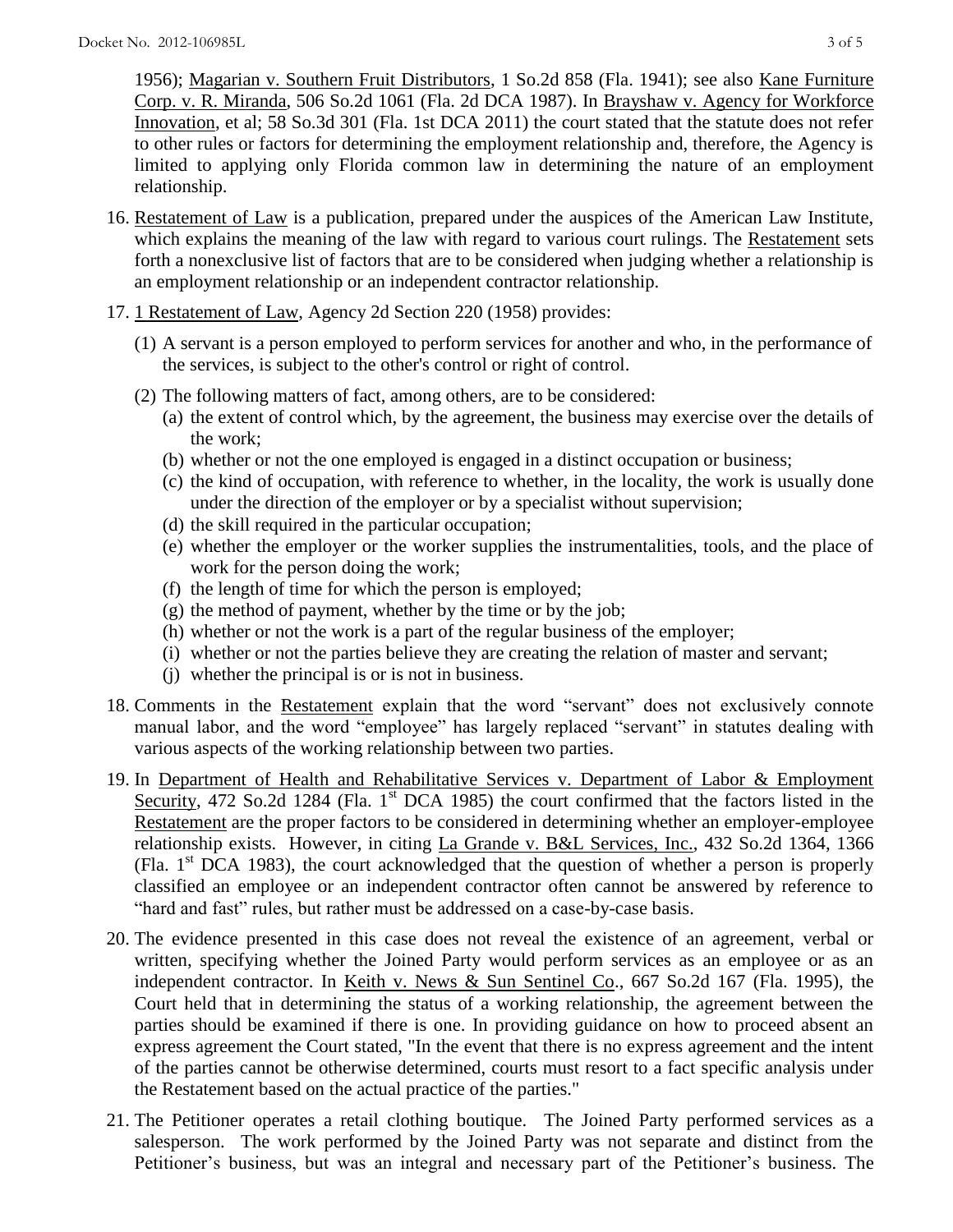1956); Magarian v. Southern Fruit Distributors, 1 So.2d 858 (Fla. 1941); see also Kane Furniture Corp. v. R. Miranda, 506 So.2d 1061 (Fla. 2d DCA 1987). In Brayshaw v. Agency for Workforce Innovation, et al; 58 So.3d 301 (Fla. 1st DCA 2011) the court stated that the statute does not refer to other rules or factors for determining the employment relationship and, therefore, the Agency is limited to applying only Florida common law in determining the nature of an employment relationship.

16. Restatement of Law is a publication, prepared under the auspices of the American Law Institute, which explains the meaning of the law with regard to various court rulings. The Restatement sets forth a nonexclusive list of factors that are to be considered when judging whether a relationship is an employment relationship or an independent contractor relationship.

17. 1 Restatement of Law, Agency 2d Section 220 (1958) provides:

    (1) A servant is a person employed to perform services for another and who, in the performance of the services, is subject to the other's control or right of control.

    (2) The following matters of fact, among others, are to be considered:
        (a) the extent of control which, by the agreement, the business may exercise over the details of the work;
        (b) whether or not the one employed is engaged in a distinct occupation or business;
        (c) the kind of occupation, with reference to whether, in the locality, the work is usually done under the direction of the employer or by a specialist without supervision;
        (d) the skill required in the particular occupation;
        (e) whether the employer or the worker supplies the instrumentalities, tools, and the place of work for the person doing the work;
        (f) the length of time for which the person is employed;
        (g) the method of payment, whether by the time or by the job;
        (h) whether or not the work is a part of the regular business of the employer;
        (i) whether or not the parties believe they are creating the relation of master and servant;
        (j) whether the principal is or is not in business.

18. Comments in the Restatement explain that the word "servant" does not exclusively connote manual labor, and the word "employee" has largely replaced "servant" in statutes dealing with various aspects of the working relationship between two parties.

19. In Department of Health and Rehabilitative Services v. Department of Labor & Employment Security, 472 So.2d 1284 (Fla. 1st DCA 1985) the court confirmed that the factors listed in the Restatement are the proper factors to be considered in determining whether an employer-employee relationship exists. However, in citing La Grande v. B&L Services, Inc., 432 So.2d 1364, 1366 (Fla. 1st DCA 1983), the court acknowledged that the question of whether a person is properly classified an employee or an independent contractor often cannot be answered by reference to "hard and fast" rules, but rather must be addressed on a case-by-case basis.

20. The evidence presented in this case does not reveal the existence of an agreement, verbal or written, specifying whether the Joined Party would perform services as an employee or as an independent contractor. In Keith v. News & Sun Sentinel Co., 667 So.2d 167 (Fla. 1995), the Court held that in determining the status of a working relationship, the agreement between the parties should be examined if there is one. In providing guidance on how to proceed absent an express agreement the Court stated, "In the event that there is no express agreement and the intent of the parties cannot be otherwise determined, courts must resort to a fact specific analysis under the Restatement based on the actual practice of the parties."

21. The Petitioner operates a retail clothing boutique. The Joined Party performed services as a salesperson. The work performed by the Joined Party was not separate and distinct from the Petitioner's business, but was an integral and necessary part of the Petitioner's business. The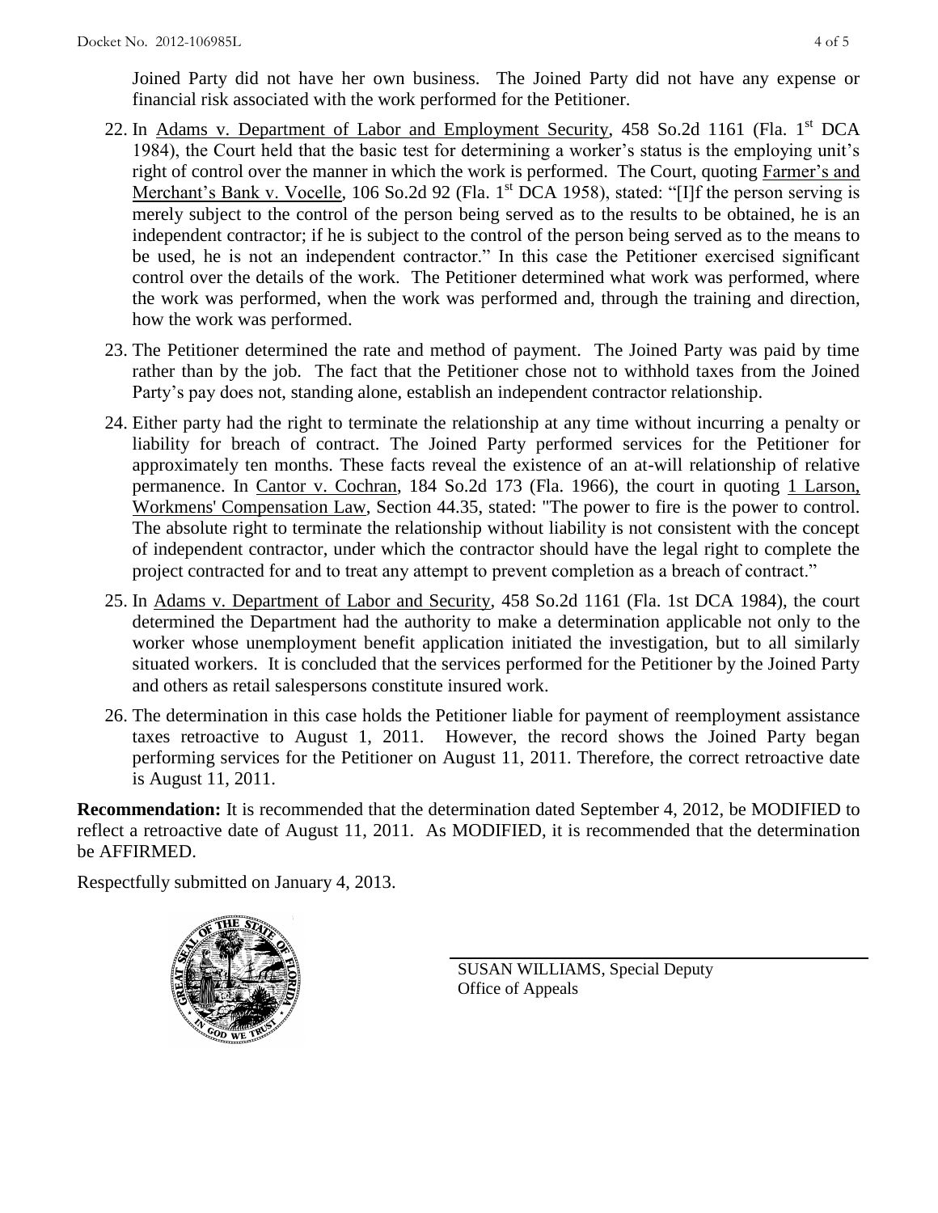Joined Party did not have her own business. The Joined Party did not have any expense or financial risk associated with the work performed for the Petitioner.

22. In Adams v. Department of Labor and Employment Security, 458 So.2d 1161 (Fla. 1st DCA 1984), the Court held that the basic test for determining a worker's status is the employing unit's right of control over the manner in which the work is performed. The Court, quoting Farmer's and Merchant's Bank v. Vocelle, 106 So.2d 92 (Fla. 1st DCA 1958), stated: "[I]f the person serving is merely subject to the control of the person being served as to the results to be obtained, he is an independent contractor; if he is subject to the control of the person being served as to the means to be used, he is not an independent contractor." In this case the Petitioner exercised significant control over the details of the work. The Petitioner determined what work was performed, where the work was performed, when the work was performed and, through the training and direction, how the work was performed.

23. The Petitioner determined the rate and method of payment. The Joined Party was paid by time rather than by the job. The fact that the Petitioner chose not to withhold taxes from the Joined Party's pay does not, standing alone, establish an independent contractor relationship.

24. Either party had the right to terminate the relationship at any time without incurring a penalty or liability for breach of contract. The Joined Party performed services for the Petitioner for approximately ten months. These facts reveal the existence of an at-will relationship of relative permanence. In Cantor v. Cochran, 184 So.2d 173 (Fla. 1966), the court in quoting 1 Larson, Workmens' Compensation Law, Section 44.35, stated: "The power to fire is the power to control. The absolute right to terminate the relationship without liability is not consistent with the concept of independent contractor, under which the contractor should have the legal right to complete the project contracted for and to treat any attempt to prevent completion as a breach of contract."

25. In Adams v. Department of Labor and Security, 458 So.2d 1161 (Fla. 1st DCA 1984), the court determined the Department had the authority to make a determination applicable not only to the worker whose unemployment benefit application initiated the investigation, but to all similarly situated workers. It is concluded that the services performed for the Petitioner by the Joined Party and others as retail salespersons constitute insured work.

26. The determination in this case holds the Petitioner liable for payment of reemployment assistance taxes retroactive to August 1, 2011. However, the record shows the Joined Party began performing services for the Petitioner on August 11, 2011. Therefore, the correct retroactive date is August 11, 2011.

**Recommendation:** It is recommended that the determination dated September 4, 2012, be MODIFIED to reflect a retroactive date of August 11, 2011. As MODIFIED, it is recommended that the determination be AFFIRMED.

Respectfully submitted on January 4, 2013.

SUSAN WILLIAMS, Special Deputy
Office of Appeals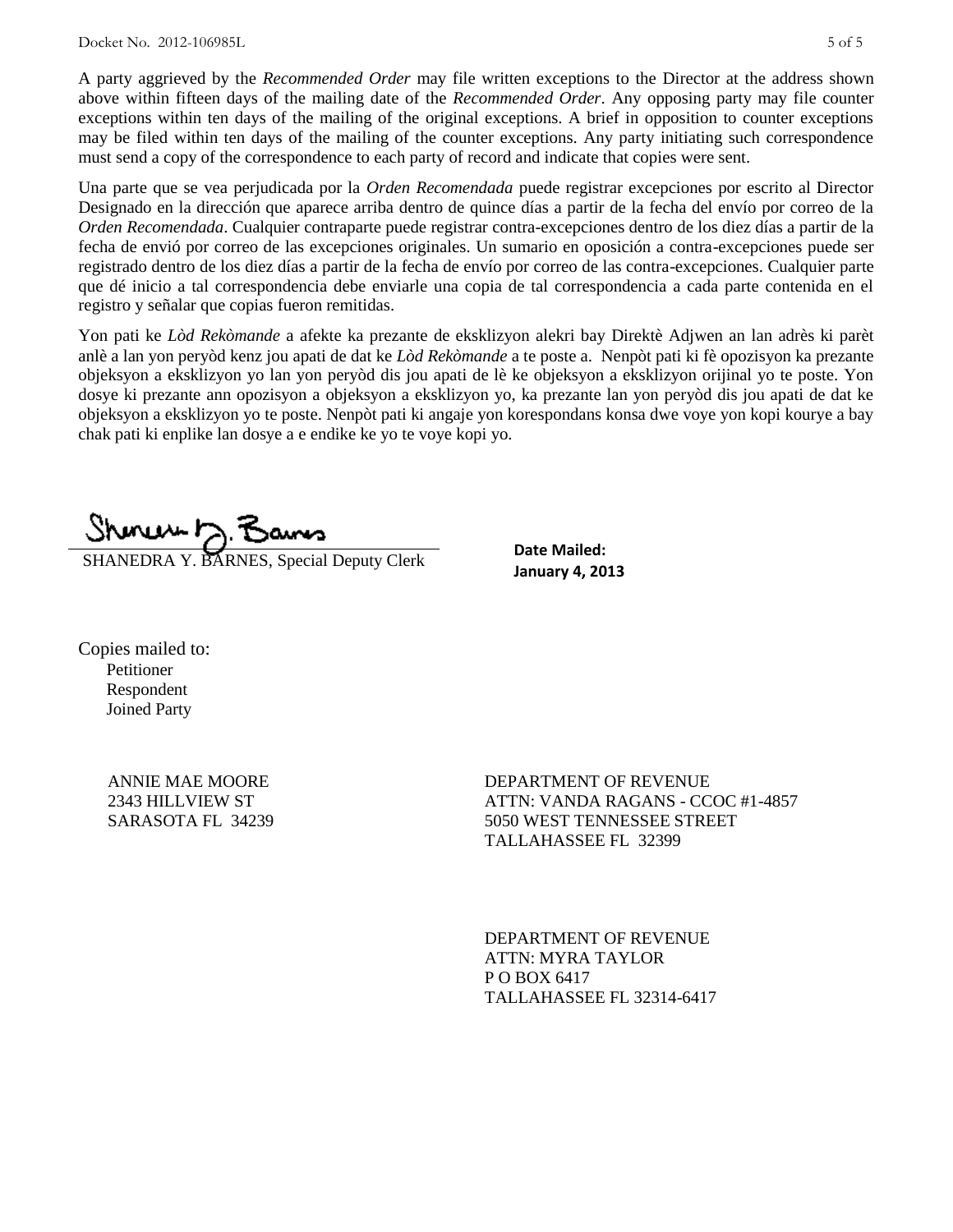A party aggrieved by the *Recommended Order* may file written exceptions to the Director at the address shown above within fifteen days of the mailing date of the *Recommended Order*. Any opposing party may file counter exceptions within ten days of the mailing of the original exceptions. A brief in opposition to counter exceptions may be filed within ten days of the mailing of the counter exceptions. Any party initiating such correspondence must send a copy of the correspondence to each party of record and indicate that copies were sent.

Una parte que se vea perjudicada por la *Orden Recomendada* puede registrar excepciones por escrito al Director Designado en la dirección que aparece arriba dentro de quince días a partir de la fecha del envío por correo de la *Orden Recomendada*. Cualquier contraparte puede registrar contra-excepciones dentro de los diez días a partir de la fecha de envió por correo de las excepciones originales. Un sumario en oposición a contra-excepciones puede ser registrado dentro de los diez días a partir de la fecha de envío por correo de las contra-excepciones. Cualquier parte que dé inicio a tal correspondencia debe enviarle una copia de tal correspondencia a cada parte contenida en el registro y señalar que copias fueron remitidas.

Yon pati ke *Lòd Rekòmande* a afekte ka prezante de eksklizyon alekri bay Direktè Adjwen an lan adrès ki parèt anlè a lan yon peryòd kenz jou apati de dat ke *Lòd Rekòmande* a te poste a. Nenpòt pati ki fè opozisyon ka prezante objeksyon a eksklizyon yo lan yon peryòd dis jou apati de lè ke objeksyon a eksklizyon orijinal yo te poste. Yon dosye ki prezante ann opozisyon a objeksyon a eksklizyon yo, ka prezante lan yon peryòd dis jou apati de dat ke objeksyon a eksklizyon yo te poste. Nenpòt pati ki angaje yon korespondans konsa dwe voye yon kopi kourye a bay chak pati ki enplike lan dosye a e endike ke yo te voye kopi yo.

SHANEDRA Y. BARNES, Special Deputy Clerk

**Date Mailed:**
**January 4, 2013**

Copies mailed to:
Petitioner
Respondent
Joined Party

ANNIE MAE MOORE
2343 HILLVIEW ST
SARASOTA FL 34239

DEPARTMENT OF REVENUE
ATTN: VANDA RAGANS - CCOC #1-4857
5050 WEST TENNESSEE STREET
TALLAHASSEE FL 32399

DEPARTMENT OF REVENUE
ATTN: MYRA TAYLOR
P O BOX 6417
TALLAHASSEE FL 32314-6417